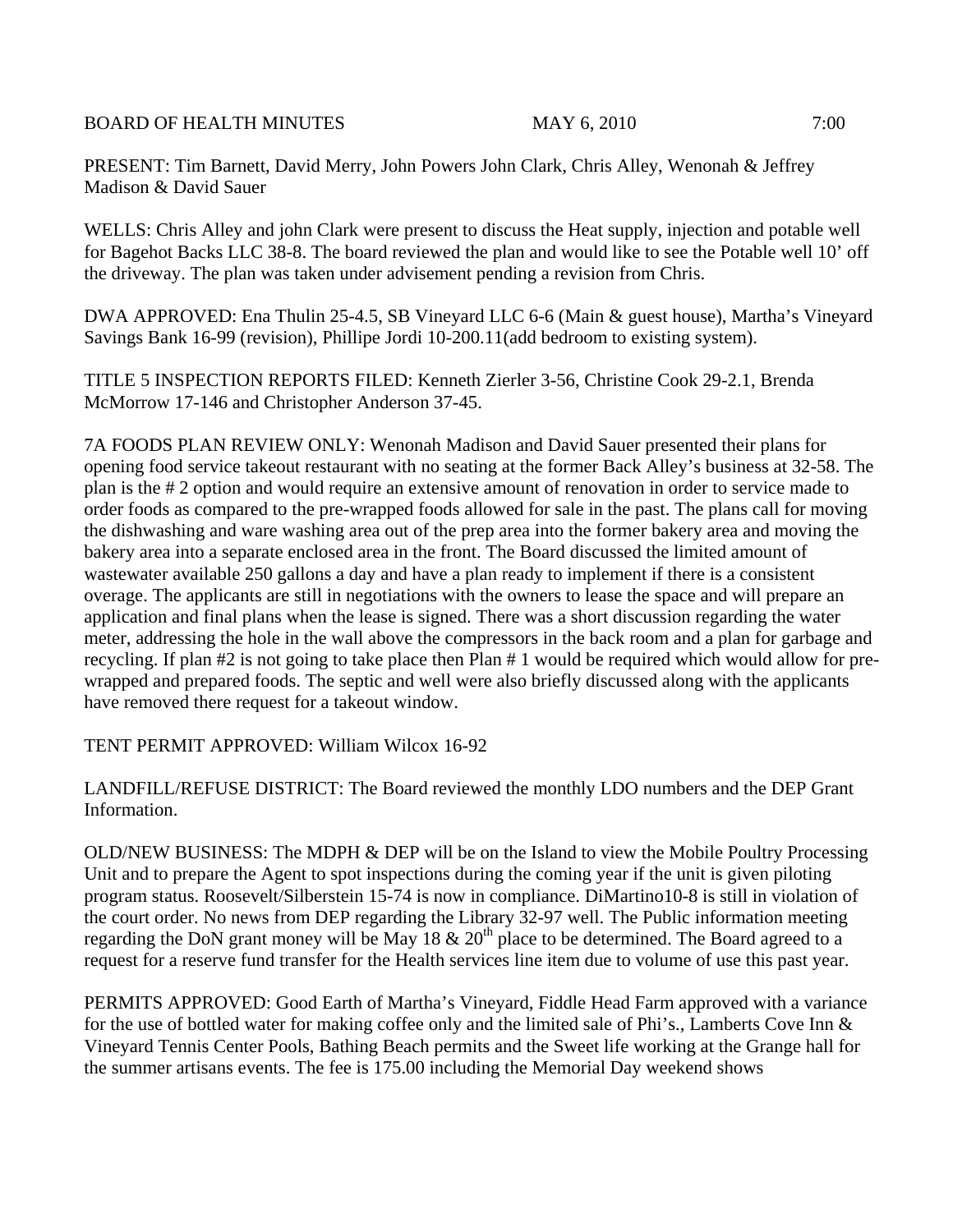BOARD OF HEALTH MINUTES MAY 6, 2010 7:00

PRESENT: Tim Barnett, David Merry, John Powers John Clark, Chris Alley, Wenonah & Jeffrey Madison & David Sauer

WELLS: Chris Alley and john Clark were present to discuss the Heat supply, injection and potable well for Bagehot Backs LLC 38-8. The board reviewed the plan and would like to see the Potable well 10' off the driveway. The plan was taken under advisement pending a revision from Chris.

DWA APPROVED: Ena Thulin 25-4.5, SB Vineyard LLC 6-6 (Main & guest house), Martha's Vineyard Savings Bank 16-99 (revision), Phillipe Jordi 10-200.11(add bedroom to existing system).

TITLE 5 INSPECTION REPORTS FILED: Kenneth Zierler 3-56, Christine Cook 29-2.1, Brenda McMorrow 17-146 and Christopher Anderson 37-45.

7A FOODS PLAN REVIEW ONLY: Wenonah Madison and David Sauer presented their plans for opening food service takeout restaurant with no seating at the former Back Alley's business at 32-58. The plan is the # 2 option and would require an extensive amount of renovation in order to service made to order foods as compared to the pre-wrapped foods allowed for sale in the past. The plans call for moving the dishwashing and ware washing area out of the prep area into the former bakery area and moving the bakery area into a separate enclosed area in the front. The Board discussed the limited amount of wastewater available 250 gallons a day and have a plan ready to implement if there is a consistent overage. The applicants are still in negotiations with the owners to lease the space and will prepare an application and final plans when the lease is signed. There was a short discussion regarding the water meter, addressing the hole in the wall above the compressors in the back room and a plan for garbage and recycling. If plan #2 is not going to take place then Plan # 1 would be required which would allow for pre-wrapped and prepared foods. The septic and well were also briefly discussed along with the applicants have removed there request for a takeout window.

TENT PERMIT APPROVED: William Wilcox 16-92

LANDFILL/REFUSE DISTRICT: The Board reviewed the monthly LDO numbers and the DEP Grant Information.

OLD/NEW BUSINESS: The MDPH & DEP will be on the Island to view the Mobile Poultry Processing Unit and to prepare the Agent to spot inspections during the coming year if the unit is given piloting program status. Roosevelt/Silberstein 15-74 is now in compliance. DiMartino10-8 is still in violation of the court order. No news from DEP regarding the Library 32-97 well. The Public information meeting regarding the DoN grant money will be May 18 & 20th place to be determined. The Board agreed to a request for a reserve fund transfer for the Health services line item due to volume of use this past year.

PERMITS APPROVED: Good Earth of Martha's Vineyard, Fiddle Head Farm approved with a variance for the use of bottled water for making coffee only and the limited sale of Phi's., Lamberts Cove Inn & Vineyard Tennis Center Pools, Bathing Beach permits and the Sweet life working at the Grange hall for the summer artisans events. The fee is 175.00 including the Memorial Day weekend shows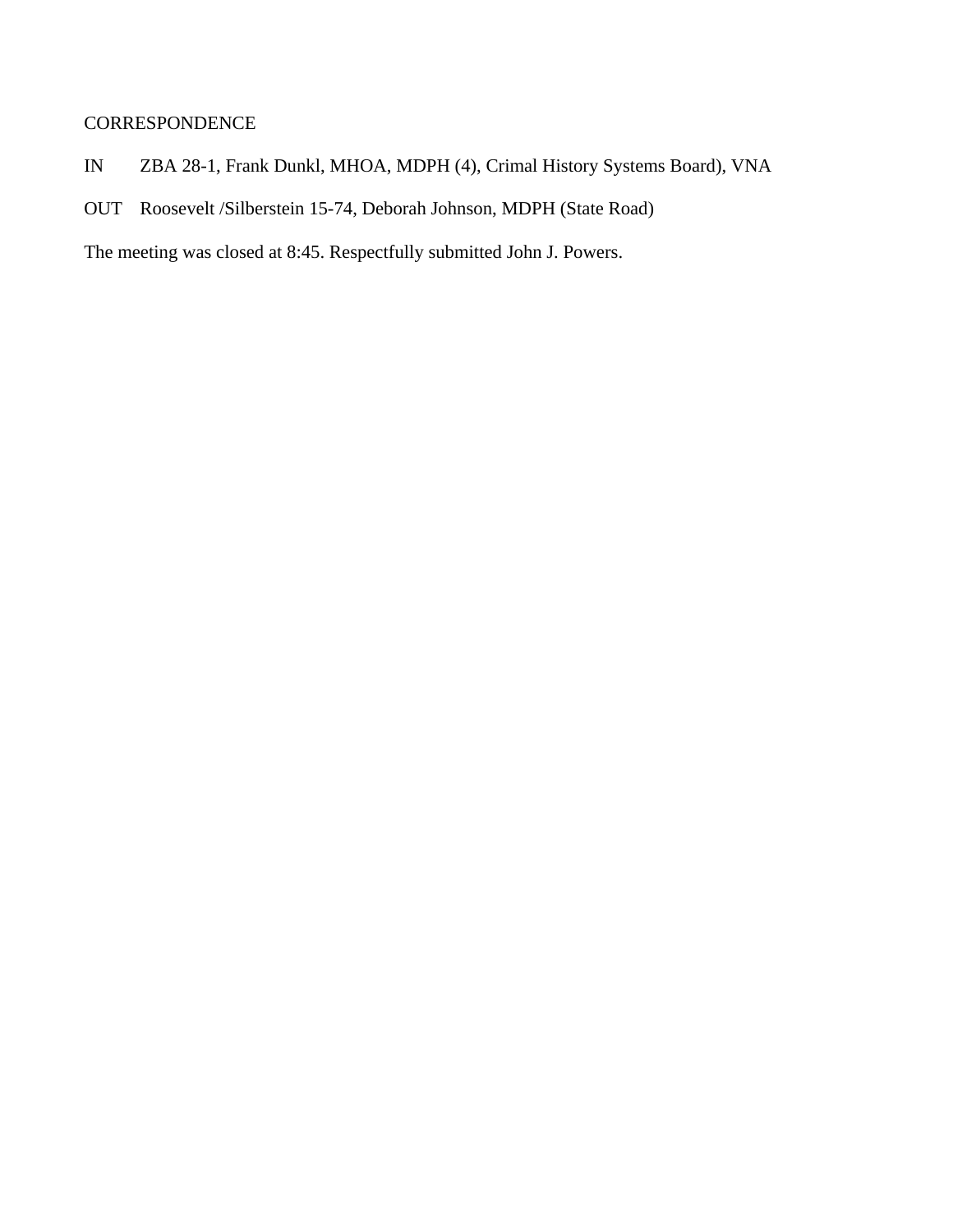CORRESPONDENCE

IN	ZBA 28-1, Frank Dunkl, MHOA, MDPH (4), Crimal History Systems Board), VNA

OUT	Roosevelt /Silberstein 15-74, Deborah Johnson, MDPH (State Road)

The meeting was closed at 8:45. Respectfully submitted John J. Powers.